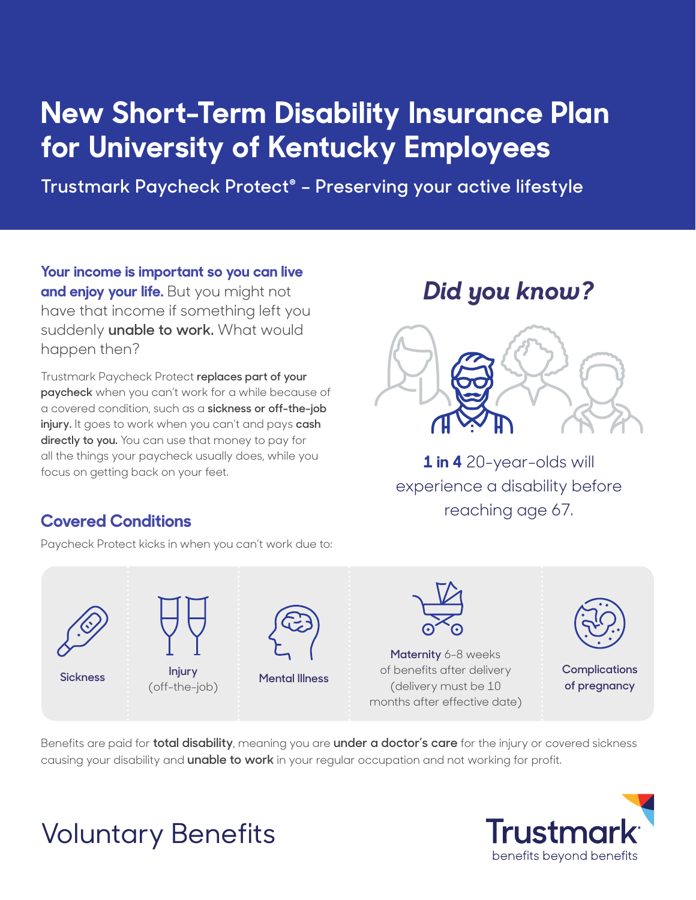# New Short-Term Disability Insurance Plan for University of Kentucky Employees

## Trustmark Paycheck Protect® – Preserving your active lifestyle

**Your income is important so you can live and enjoy your life.** But you might not have that income if something left you suddenly **unable to work.** What would happen then?

Trustmark Paycheck Protect **replaces part of your paycheck** when you can't work for a while because of a covered condition, such as a **sickness or off-the-job injury.** It goes to work when you can't and pays **cash directly to you.** You can use that money to pay for all the things your paycheck usually does, while you focus on getting back on your feet.

## *Did you know?*

**1 in 4** 20-year-olds will experience a disability before reaching age 67.

## Covered Conditions

Paycheck Protect kicks in when you can't work due to:

- **Sickness**
- **Injury** (off-the-job)
- **Mental Illness**
- **Maternity** 6-8 weeks of benefits after delivery (delivery must be 10 months after effective date)
- **Complications of pregnancy**

Benefits are paid for **total disability**, meaning you are **under a doctor's care** for the injury or covered sickness causing your disability and **unable to work** in your regular occupation and not working for profit.

Voluntary Benefits

Trustmark
benefits beyond benefits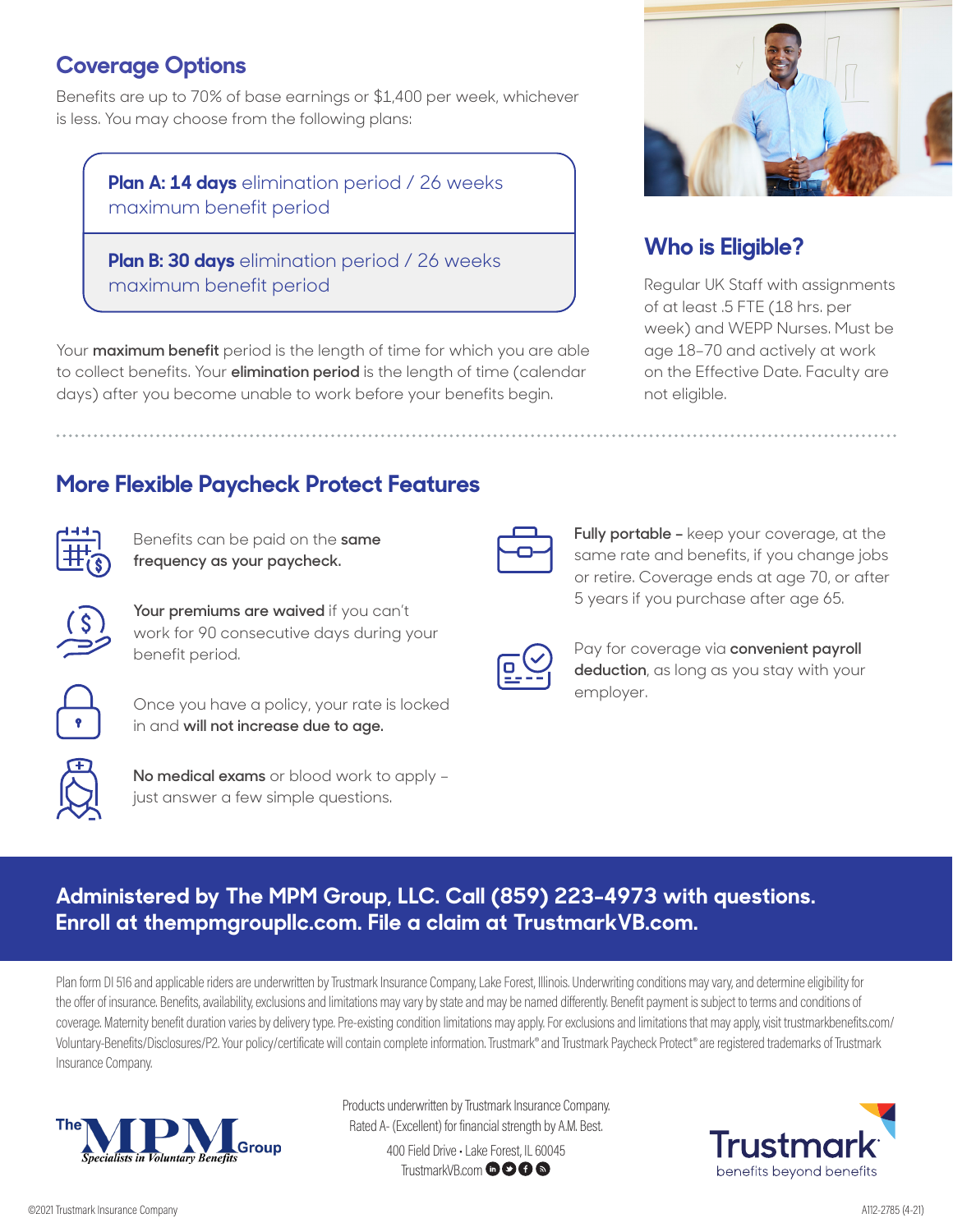## Coverage Options

Benefits are up to 70% of base earnings or $1,400 per week, whichever is less. You may choose from the following plans:

**Plan A: 14 days** elimination period / 26 weeks maximum benefit period

**Plan B: 30 days** elimination period / 26 weeks maximum benefit period

Your **maximum benefit** period is the length of time for which you are able to collect benefits. Your **elimination period** is the length of time (calendar days) after you become unable to work before your benefits begin.

## Who is Eligible?

Regular UK Staff with assignments of at least .5 FTE (18 hrs. per week) and WEPP Nurses. Must be age 18–70 and actively at work on the Effective Date. Faculty are not eligible.

## More Flexible Paycheck Protect Features

- Benefits can be paid on the **same frequency as your paycheck.**
- **Your premiums are waived** if you can't work for 90 consecutive days during your benefit period.
- Once you have a policy, your rate is locked in and **will not increase due to age.**
- **No medical exams** or blood work to apply – just answer a few simple questions.
- **Fully portable –** keep your coverage, at the same rate and benefits, if you change jobs or retire. Coverage ends at age 70, or after 5 years if you purchase after age 65.
- Pay for coverage via **convenient payroll deduction**, as long as you stay with your employer.

**Administered by The MPM Group, LLC. Call (859) 223-4973 with questions. Enroll at thempmgroupllc.com. File a claim at TrustmarkVB.com.**

Plan form DI 516 and applicable riders are underwritten by Trustmark Insurance Company, Lake Forest, Illinois. Underwriting conditions may vary, and determine eligibility for the offer of insurance. Benefits, availability, exclusions and limitations may vary by state and may be named differently. Benefit payment is subject to terms and conditions of coverage. Maternity benefit duration varies by delivery type. Pre-existing condition limitations may apply. For exclusions and limitations that may apply, visit trustmarkbenefits.com/Voluntary-Benefits/Disclosures/P2. Your policy/certificate will contain complete information. Trustmark® and Trustmark Paycheck Protect® are registered trademarks of Trustmark Insurance Company.

The MPM Group
Specialists in Voluntary Benefits

Products underwritten by Trustmark Insurance Company.
Rated A- (Excellent) for financial strength by A.M. Best.
400 Field Drive • Lake Forest, IL 60045
TrustmarkVB.com

Trustmark
benefits beyond benefits

©2021 Trustmark Insurance Company

A112-2785 (4-21)